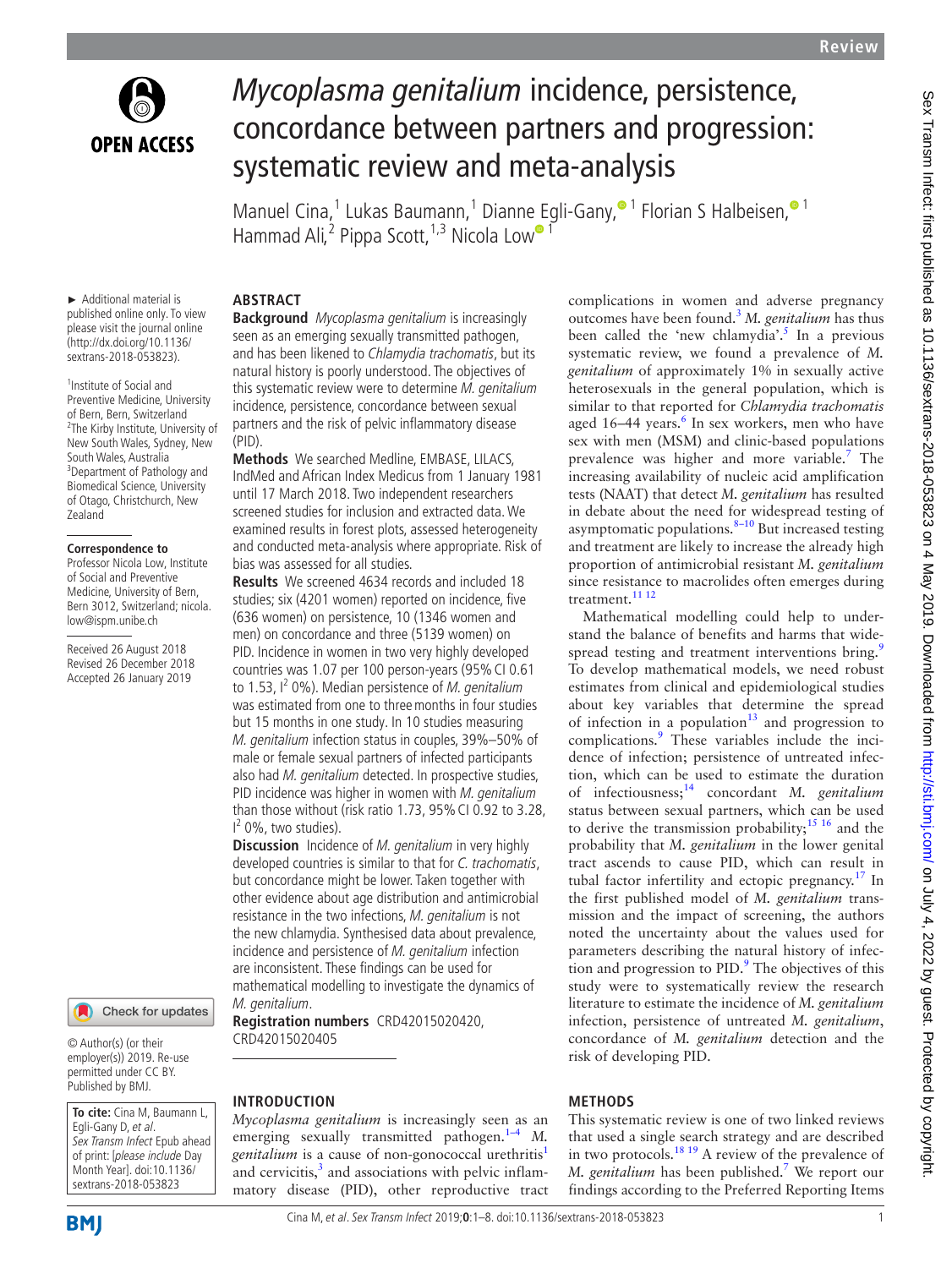# *Mycoplasma genitalium* incidence, persistence, concordance between partners and progression: systematic review and meta-analysis

Manuel Cina,[1] Lukas Baumann,[1] Dianne Egli-Gany,[1] Florian S Halbeisen,[1] Hammad Ali,[2] Pippa Scott,[1,3] Nicola Low[1]

► Additional material is published online only. To view please visit the journal online (http://dx.doi.org/10.1136/sextrans-2018-053823).

[1]Institute of Social and Preventive Medicine, University of Bern, Bern, Switzerland
[2]The Kirby Institute, University of New South Wales, Sydney, New South Wales, Australia
[3]Department of Pathology and Biomedical Science, University of Otago, Christchurch, New Zealand

**Correspondence to**
Professor Nicola Low, Institute of Social and Preventive Medicine, University of Bern, Bern 3012, Switzerland; nicola.low@ispm.unibe.ch

Received 26 August 2018
Revised 26 December 2018
Accepted 26 January 2019

© Author(s) (or their employer(s)) 2019. Re-use permitted under CC BY. Published by BMJ.

**To cite:** Cina M, Baumann L, Egli-Gany D, *et al*. *Sex Transm Infect* Epub ahead of print: [*please include* Day Month Year]. doi:10.1136/sextrans-2018-053823

## ABSTRACT

**Background** *Mycoplasma genitalium* is increasingly seen as an emerging sexually transmitted pathogen, and has been likened to *Chlamydia trachomatis*, but its natural history is poorly understood. The objectives of this systematic review were to determine *M. genitalium* incidence, persistence, concordance between sexual partners and the risk of pelvic inflammatory disease (PID).

**Methods** We searched Medline, EMBASE, LILACS, IndMed and African Index Medicus from 1 January 1981 until 17 March 2018. Two independent researchers screened studies for inclusion and extracted data. We examined results in forest plots, assessed heterogeneity and conducted meta-analysis where appropriate. Risk of bias was assessed for all studies.

**Results** We screened 4634 records and included 18 studies; six (4201 women) reported on incidence, five (636 women) on persistence, 10 (1346 women and men) on concordance and three (5139 women) on PID. Incidence in women in two very highly developed countries was 1.07 per 100 person-years (95% CI 0.61 to 1.53, $I^2$ 0%). Median persistence of *M. genitalium* was estimated from one to three months in four studies but 15 months in one study. In 10 studies measuring *M. genitalium* infection status in couples, 39%–50% of male or female sexual partners of infected participants also had *M. genitalium* detected. In prospective studies, PID incidence was higher in women with *M. genitalium* than those without (risk ratio 1.73, 95% CI 0.92 to 3.28, $I^2$ 0%, two studies).

**Discussion** Incidence of *M. genitalium* in very highly developed countries is similar to that for *C. trachomatis*, but concordance might be lower. Taken together with other evidence about age distribution and antimicrobial resistance in the two infections, *M. genitalium* is not the new chlamydia. Synthesised data about prevalence, incidence and persistence of *M. genitalium* infection are inconsistent. These findings can be used for mathematical modelling to investigate the dynamics of *M. genitalium*.

**Registration numbers** CRD42015020420, CRD42015020405

## INTRODUCTION

*Mycoplasma genitalium* is increasingly seen as an emerging sexually transmitted pathogen.[1–4] *M. genitalium* is a cause of non-gonococcal urethritis[1] and cervicitis,[3] and associations with pelvic inflammatory disease (PID), other reproductive tract complications in women and adverse pregnancy outcomes have been found.[3] *M. genitalium* has thus been called the 'new chlamydia'.[5] In a previous systematic review, we found a prevalence of *M. genitalium* of approximately 1% in sexually active heterosexuals in the general population, which is similar to that reported for *Chlamydia trachomatis* aged 16–44 years.[6] In sex workers, men who have sex with men (MSM) and clinic-based populations prevalence was higher and more variable.[7] The increasing availability of nucleic acid amplification tests (NAAT) that detect *M. genitalium* has resulted in debate about the need for widespread testing of asymptomatic populations.[8–10] But increased testing and treatment are likely to increase the already high proportion of antimicrobial resistant *M. genitalium* since resistance to macrolides often emerges during treatment.[11 12]

Mathematical modelling could help to understand the balance of benefits and harms that widespread testing and treatment interventions bring.[9] To develop mathematical models, we need robust estimates from clinical and epidemiological studies about key variables that determine the spread of infection in a population[13] and progression to complications.[9] These variables include the incidence of infection; persistence of untreated infection, which can be used to estimate the duration of infectiousness;[14] concordant *M. genitalium* status between sexual partners, which can be used to derive the transmission probability;[15 16] and the probability that *M. genitalium* in the lower genital tract ascends to cause PID, which can result in tubal factor infertility and ectopic pregnancy.[17] In the first published model of *M. genitalium* transmission and the impact of screening, the authors noted the uncertainty about the values used for parameters describing the natural history of infection and progression to PID.[9] The objectives of this study were to systematically review the research literature to estimate the incidence of *M. genitalium* infection, persistence of untreated *M. genitalium*, concordance of *M. genitalium* detection and the risk of developing PID.

## METHODS

This systematic review is one of two linked reviews that used a single search strategy and are described in two protocols.[18 19] A review of the prevalence of *M. genitalium* has been published.[7] We report our findings according to the Preferred Reporting Items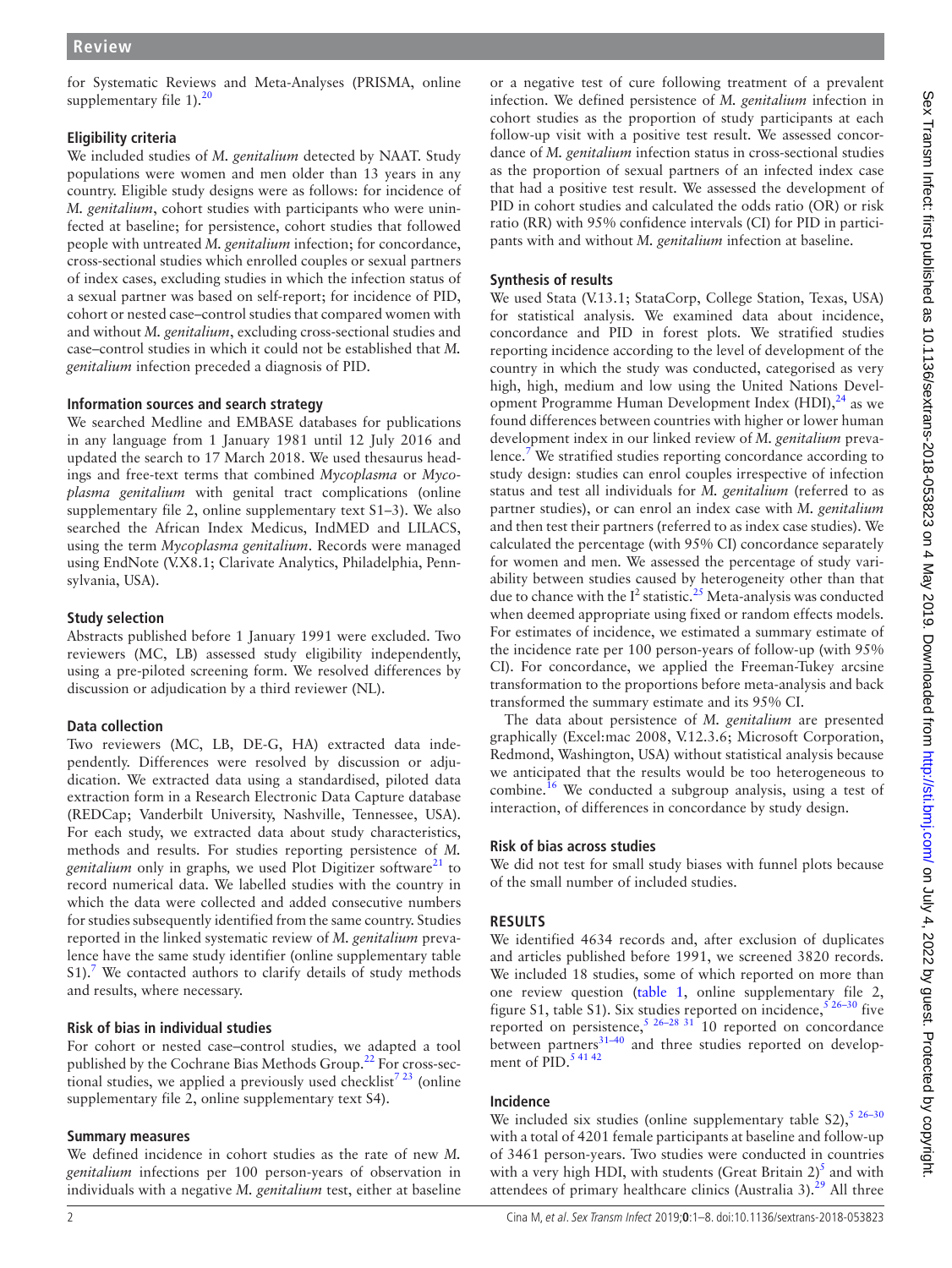for Systematic Reviews and Meta-Analyses (PRISMA, online supplementary file 1).[20]

### Eligibility criteria

We included studies of *M. genitalium* detected by NAAT. Study populations were women and men older than 13 years in any country. Eligible study designs were as follows: for incidence of *M. genitalium*, cohort studies with participants who were uninfected at baseline; for persistence, cohort studies that followed people with untreated *M. genitalium* infection; for concordance, cross-sectional studies which enrolled couples or sexual partners of index cases, excluding studies in which the infection status of a sexual partner was based on self-report; for incidence of PID, cohort or nested case–control studies that compared women with and without *M. genitalium*, excluding cross-sectional studies and case–control studies in which it could not be established that *M. genitalium* infection preceded a diagnosis of PID.

### Information sources and search strategy

We searched Medline and EMBASE databases for publications in any language from 1 January 1981 until 12 July 2016 and updated the search to 17 March 2018. We used thesaurus headings and free-text terms that combined *Mycoplasma* or *Mycoplasma genitalium* with genital tract complications (online supplementary file 2, online supplementary text S1–3). We also searched the African Index Medicus, IndMED and LILACS, using the term *Mycoplasma genitalium*. Records were managed using EndNote (V.X8.1; Clarivate Analytics, Philadelphia, Pennsylvania, USA).

### Study selection

Abstracts published before 1 January 1991 were excluded. Two reviewers (MC, LB) assessed study eligibility independently, using a pre-piloted screening form. We resolved differences by discussion or adjudication by a third reviewer (NL).

### Data collection

Two reviewers (MC, LB, DE-G, HA) extracted data independently. Differences were resolved by discussion or adjudication. We extracted data using a standardised, piloted data extraction form in a Research Electronic Data Capture database (REDCap; Vanderbilt University, Nashville, Tennessee, USA). For each study, we extracted data about study characteristics, methods and results. For studies reporting persistence of *M. genitalium* only in graphs, we used Plot Digitizer software[21] to record numerical data. We labelled studies with the country in which the data were collected and added consecutive numbers for studies subsequently identified from the same country. Studies reported in the linked systematic review of *M. genitalium* prevalence have the same study identifier (online supplementary table S1).[7] We contacted authors to clarify details of study methods and results, where necessary.

### Risk of bias in individual studies

For cohort or nested case–control studies, we adapted a tool published by the Cochrane Bias Methods Group.[22] For cross-sectional studies, we applied a previously used checklist[7 23] (online supplementary file 2, online supplementary text S4).

### Summary measures

We defined incidence in cohort studies as the rate of new *M. genitalium* infections per 100 person-years of observation in individuals with a negative *M. genitalium* test, either at baseline or a negative test of cure following treatment of a prevalent infection. We defined persistence of *M. genitalium* infection in cohort studies as the proportion of study participants at each follow-up visit with a positive test result. We assessed concordance of *M. genitalium* infection status in cross-sectional studies as the proportion of sexual partners of an infected index case that had a positive test result. We assessed the development of PID in cohort studies and calculated the odds ratio (OR) or risk ratio (RR) with 95% confidence intervals (CI) for PID in participants with and without *M. genitalium* infection at baseline.

### Synthesis of results

We used Stata (V.13.1; StataCorp, College Station, Texas, USA) for statistical analysis. We examined data about incidence, concordance and PID in forest plots. We stratified studies reporting incidence according to the level of development of the country in which the study was conducted, categorised as very high, high, medium and low using the United Nations Development Programme Human Development Index (HDI),[24] as we found differences between countries with higher or lower human development index in our linked review of *M. genitalium* prevalence.[7] We stratified studies reporting concordance according to study design: studies can enrol couples irrespective of infection status and test all individuals for *M. genitalium* (referred to as partner studies), or can enrol an index case with *M. genitalium* and then test their partners (referred to as index case studies). We calculated the percentage (with 95% CI) concordance separately for women and men. We assessed the percentage of study variability between studies caused by heterogeneity other than that due to chance with the $I^2$ statistic.[25] Meta-analysis was conducted when deemed appropriate using fixed or random effects models. For estimates of incidence, we estimated a summary estimate of the incidence rate per 100 person-years of follow-up (with 95% CI). For concordance, we applied the Freeman-Tukey arcsine transformation to the proportions before meta-analysis and back transformed the summary estimate and its 95% CI.

The data about persistence of *M. genitalium* are presented graphically (Excel:mac 2008, V.12.3.6; Microsoft Corporation, Redmond, Washington, USA) without statistical analysis because we anticipated that the results would be too heterogeneous to combine.[16] We conducted a subgroup analysis, using a test of interaction, of differences in concordance by study design.

### Risk of bias across studies

We did not test for small study biases with funnel plots because of the small number of included studies.

## RESULTS

We identified 4634 records and, after exclusion of duplicates and articles published before 1991, we screened 3820 records. We included 18 studies, some of which reported on more than one review question (table 1, online supplementary file 2, figure S1, table S1). Six studies reported on incidence,[5 26–30] five reported on persistence,[5 26–28 31] 10 reported on concordance between partners[31–40] and three studies reported on development of PID.[5 41 42]

### Incidence

We included six studies (online supplementary table S2),[5 26–30] with a total of 4201 female participants at baseline and follow-up of 3461 person-years. Two studies were conducted in countries with a very high HDI, with students (Great Britain 2)[5] and with attendees of primary healthcare clinics (Australia 3).[29] All three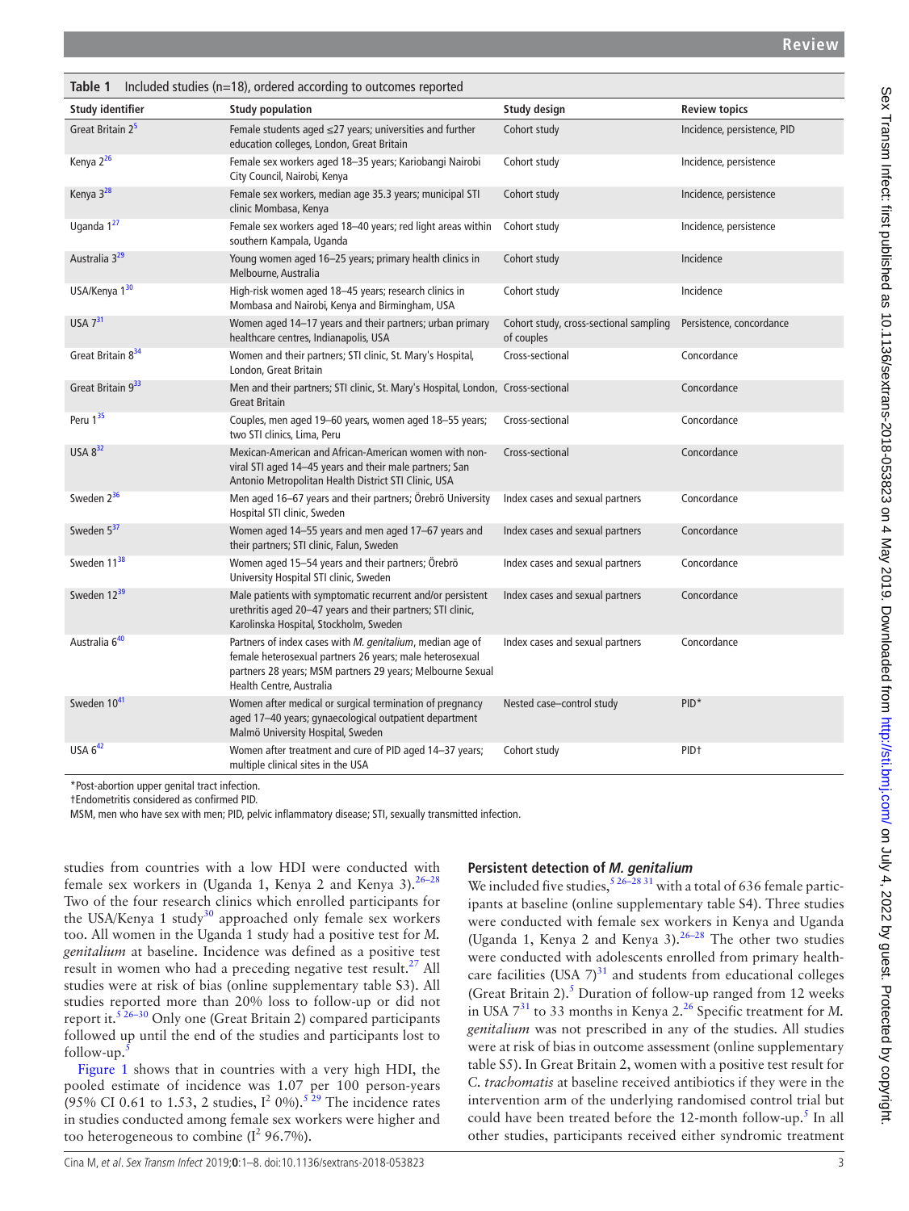**Table 1** Included studies (n=18), ordered according to outcomes reported

| Study identifier | Study population | Study design | Review topics |
|---|---|---|---|
| Great Britain 2[5] | Female students aged ≤27 years; universities and further education colleges, London, Great Britain | Cohort study | Incidence, persistence, PID |
| Kenya 2[26] | Female sex workers aged 18–35 years; Kariobangi Nairobi City Council, Nairobi, Kenya | Cohort study | Incidence, persistence |
| Kenya 3[28] | Female sex workers, median age 35.3 years; municipal STI clinic Mombasa, Kenya | Cohort study | Incidence, persistence |
| Uganda 1[27] | Female sex workers aged 18–40 years; red light areas within southern Kampala, Uganda | Cohort study | Incidence, persistence |
| Australia 3[29] | Young women aged 16–25 years; primary health clinics in Melbourne, Australia | Cohort study | Incidence |
| USA/Kenya 1[30] | High-risk women aged 18–45 years; research clinics in Mombasa and Nairobi, Kenya and Birmingham, USA | Cohort study | Incidence |
| USA 7[31] | Women aged 14–17 years and their partners; urban primary healthcare centres, Indianapolis, USA | Cohort study, cross-sectional sampling of couples | Persistence, concordance |
| Great Britain 8[34] | Women and their partners; STI clinic, St. Mary's Hospital, London, Great Britain | Cross-sectional | Concordance |
| Great Britain 9[33] | Men and their partners; STI clinic, St. Mary's Hospital, London, Great Britain | Cross-sectional | Concordance |
| Peru 1[35] | Couples, men aged 19–60 years, women aged 18–55 years; two STI clinics, Lima, Peru | Cross-sectional | Concordance |
| USA 8[32] | Mexican-American and African-American women with non-viral STI aged 14–45 years and their male partners; San Antonio Metropolitan Health District STI Clinic, USA | Cross-sectional | Concordance |
| Sweden 2[36] | Men aged 16–67 years and their partners; Örebrö University Hospital STI clinic, Sweden | Index cases and sexual partners | Concordance |
| Sweden 5[37] | Women aged 14–55 years and men aged 17–67 years and their partners; STI clinic, Falun, Sweden | Index cases and sexual partners | Concordance |
| Sweden 11[38] | Women aged 15–54 years and their partners; Örebrö University Hospital STI clinic, Sweden | Index cases and sexual partners | Concordance |
| Sweden 12[39] | Male patients with symptomatic recurrent and/or persistent urethritis aged 20–47 years and their partners; STI clinic, Karolinska Hospital, Stockholm, Sweden | Index cases and sexual partners | Concordance |
| Australia 6[40] | Partners of index cases with *M. genitalium*, median age of female heterosexual partners 26 years; male heterosexual partners 28 years; MSM partners 29 years; Melbourne Sexual Health Centre, Australia | Index cases and sexual partners | Concordance |
| Sweden 10[41] | Women after medical or surgical termination of pregnancy aged 17–40 years; gynaecological outpatient department Malmö University Hospital, Sweden | Nested case–control study | PID* |
| USA 6[42] | Women after treatment and cure of PID aged 14–37 years; multiple clinical sites in the USA | Cohort study | PID† |

*Post-abortion upper genital tract infection.
†Endometritis considered as confirmed PID.
MSM, men who have sex with men; PID, pelvic inflammatory disease; STI, sexually transmitted infection.

studies from countries with a low HDI were conducted with female sex workers in (Uganda 1, Kenya 2 and Kenya 3).[26–28] Two of the four research clinics which enrolled participants for the USA/Kenya 1 study[30] approached only female sex workers too. All women in the Uganda 1 study had a positive test for *M. genitalium* at baseline. Incidence was defined as a positive test result in women who had a preceding negative test result.[27] All studies were at risk of bias (online supplementary table S3). All studies reported more than 20% loss to follow-up or did not report it.[5 26–30] Only one (Great Britain 2) compared participants followed up until the end of the studies and participants lost to follow-up.[5]

Figure 1 shows that in countries with a very high HDI, the pooled estimate of incidence was 1.07 per 100 person-years (95% CI 0.61 to 1.53, 2 studies, $I^2$ 0%).[5 29] The incidence rates in studies conducted among female sex workers were higher and too heterogeneous to combine ($I^2$ 96.7%).

### Persistent detection of *M. genitalium*

We included five studies,[5 26–28 31] with a total of 636 female participants at baseline (online supplementary table S4). Three studies were conducted with female sex workers in Kenya and Uganda (Uganda 1, Kenya 2 and Kenya 3).[26–28] The other two studies were conducted with adolescents enrolled from primary healthcare facilities (USA 7)[31] and students from educational colleges (Great Britain 2).[5] Duration of follow-up ranged from 12 weeks in USA 7[31] to 33 months in Kenya 2.[26] Specific treatment for *M. genitalium* was not prescribed in any of the studies. All studies were at risk of bias in outcome assessment (online supplementary table S5). In Great Britain 2, women with a positive test result for *C. trachomatis* at baseline received antibiotics if they were in the intervention arm of the underlying randomised control trial but could have been treated before the 12-month follow-up.[5] In all other studies, participants received either syndromic treatment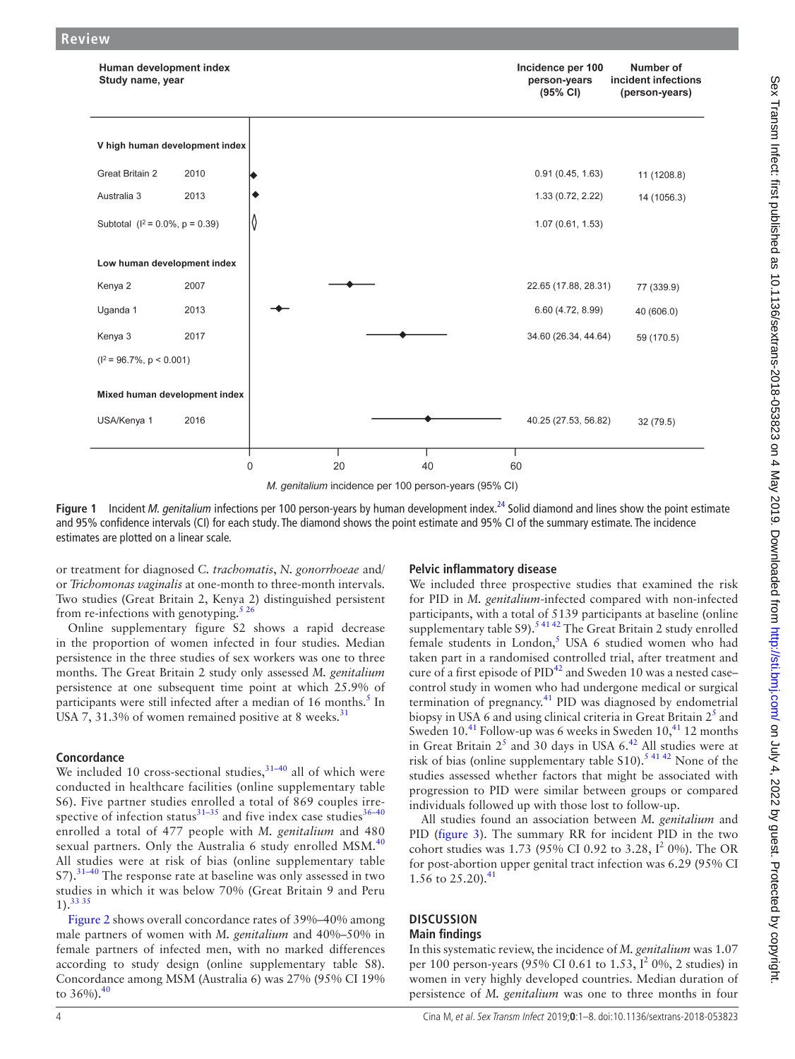| Human development index Study name, year | | Incidence per 100 person-years (95% CI) | Number of incident infections (person-years) |
|---|---|---|---|
| **V high human development index** | | | |
| Great Britain 2 | 2010 | 0.91 (0.45, 1.63) | 11 (1208.8) |
| Australia 3 | 2013 | 1.33 (0.72, 2.22) | 14 (1056.3) |
| Subtotal ($I^2$ = 0.0%, p = 0.39) | | 1.07 (0.61, 1.53) | |
| **Low human development index** | | | |
| Kenya 2 | 2007 | 22.65 (17.88, 28.31) | 77 (339.9) |
| Uganda 1 | 2013 | 6.60 (4.72, 8.99) | 40 (606.0) |
| Kenya 3 | 2017 | 34.60 (26.34, 44.64) | 59 (170.5) |
| ($I^2$ = 96.7%, p < 0.001) | | | |
| **Mixed human development index** | | | |
| USA/Kenya 1 | 2016 | 40.25 (27.53, 56.82) | 32 (79.5) |

*M. genitalium* incidence per 100 person-years (95% CI)

**Figure 1** Incident *M. genitalium* infections per 100 person-years by human development index.[24] Solid diamond and lines show the point estimate and 95% confidence intervals (CI) for each study. The diamond shows the point estimate and 95% CI of the summary estimate. The incidence estimates are plotted on a linear scale.

or treatment for diagnosed *C. trachomatis*, *N. gonorrhoeae* and/or *Trichomonas vaginalis* at one-month to three-month intervals. Two studies (Great Britain 2, Kenya 2) distinguished persistent from re-infections with genotyping.[5 26]

Online supplementary figure S2 shows a rapid decrease in the proportion of women infected in four studies. Median persistence in the three studies of sex workers was one to three months. The Great Britain 2 study only assessed *M. genitalium* persistence at one subsequent time point at which 25.9% of participants were still infected after a median of 16 months.[5] In USA 7, 31.3% of women remained positive at 8 weeks.[31]

### Concordance

We included 10 cross-sectional studies,[31–40] all of which were conducted in healthcare facilities (online supplementary table S6). Five partner studies enrolled a total of 869 couples irrespective of infection status[31–35] and five index case studies[36–40] enrolled a total of 477 people with *M. genitalium* and 480 sexual partners. Only the Australia 6 study enrolled MSM.[40] All studies were at risk of bias (online supplementary table S7).[31–40] The response rate at baseline was only assessed in two studies in which it was below 70% (Great Britain 9 and Peru 1).[33 35]

Figure 2 shows overall concordance rates of 39%–40% among male partners of women with *M. genitalium* and 40%–50% in female partners of infected men, with no marked differences according to study design (online supplementary table S8). Concordance among MSM (Australia 6) was 27% (95% CI 19% to 36%).[40]

### Pelvic inflammatory disease

We included three prospective studies that examined the risk for PID in *M. genitalium*-infected compared with non-infected participants, with a total of 5139 participants at baseline (online supplementary table S9).[5 41 42] The Great Britain 2 study enrolled female students in London,[5] USA 6 studied women who had taken part in a randomised controlled trial, after treatment and cure of a first episode of PID[42] and Sweden 10 was a nested case–control study in women who had undergone medical or surgical termination of pregnancy.[41] PID was diagnosed by endometrial biopsy in USA 6 and using clinical criteria in Great Britain 2[5] and Sweden 10.[41] Follow-up was 6 weeks in Sweden 10,[41] 12 months in Great Britain 2[5] and 30 days in USA 6.[42] All studies were at risk of bias (online supplementary table S10).[5 41 42] None of the studies assessed whether factors that might be associated with progression to PID were similar between groups or compared individuals followed up with those lost to follow-up.

All studies found an association between *M. genitalium* and PID (figure 3). The summary RR for incident PID in the two cohort studies was 1.73 (95% CI 0.92 to 3.28, $I^2$ 0%). The OR for post-abortion upper genital tract infection was 6.29 (95% CI 1.56 to 25.20).[41]

## DISCUSSION

### Main findings

In this systematic review, the incidence of *M. genitalium* was 1.07 per 100 person-years (95% CI 0.61 to 1.53, $I^2$ 0%, 2 studies) in women in very highly developed countries. Median duration of persistence of *M. genitalium* was one to three months in four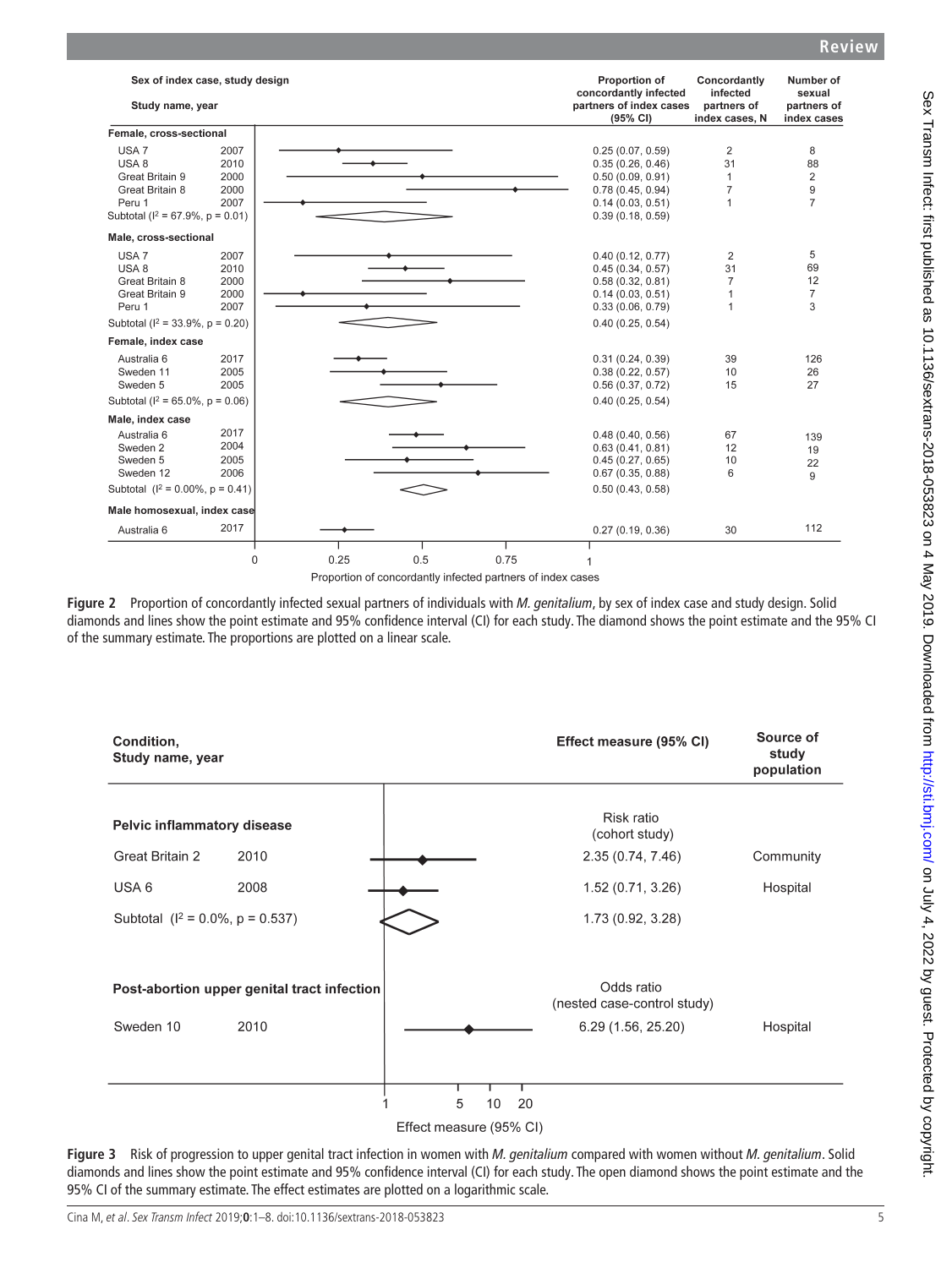| Sex of index case, study design / Study name, year | | Proportion of concordantly infected partners of index cases (95% CI) | Concordantly infected partners of index cases, N | Number of sexual partners of index cases |
|---|---|---|---|---|
| **Female, cross-sectional** | | | | |
| USA 7 | 2007 | 0.25 (0.07, 0.59) | 2 | 8 |
| USA 8 | 2010 | 0.35 (0.26, 0.46) | 31 | 88 |
| Great Britain 9 | 2000 | 0.50 (0.09, 0.91) | 1 | 2 |
| Great Britain 8 | 2000 | 0.78 (0.45, 0.94) | 7 | 9 |
| Peru 1 | 2007 | 0.14 (0.03, 0.51) | 1 | 7 |
| Subtotal ($I^2$ = 67.9%, p = 0.01) | | 0.39 (0.18, 0.59) | | |
| **Male, cross-sectional** | | | | |
| USA 7 | 2007 | 0.40 (0.12, 0.77) | 2 | 5 |
| USA 8 | 2010 | 0.45 (0.34, 0.57) | 31 | 69 |
| Great Britain 8 | 2000 | 0.58 (0.32, 0.81) | 7 | 12 |
| Great Britain 9 | 2000 | 0.14 (0.03, 0.51) | 1 | 7 |
| Peru 1 | 2007 | 0.33 (0.06, 0.79) | 1 | 3 |
| Subtotal ($I^2$ = 33.9%, p = 0.20) | | 0.40 (0.25, 0.54) | | |
| **Female, index case** | | | | |
| Australia 6 | 2017 | 0.31 (0.24, 0.39) | 39 | 126 |
| Sweden 11 | 2005 | 0.38 (0.22, 0.57) | 10 | 26 |
| Sweden 5 | 2005 | 0.56 (0.37, 0.72) | 15 | 27 |
| Subtotal ($I^2$ = 65.0%, p = 0.06) | | 0.40 (0.25, 0.54) | | |
| **Male, index case** | | | | |
| Australia 6 | 2017 | 0.48 (0.40, 0.56) | 67 | 139 |
| Sweden 2 | 2004 | 0.63 (0.41, 0.81) | 12 | 19 |
| Sweden 5 | 2005 | 0.45 (0.27, 0.65) | 10 | 22 |
| Sweden 12 | 2006 | 0.67 (0.35, 0.88) | 6 | 9 |
| Subtotal ($I^2$ = 0.00%, p = 0.41) | | 0.50 (0.43, 0.58) | | |
| **Male homosexual, index case** | | | | |
| Australia 6 | 2017 | 0.27 (0.19, 0.36) | 30 | 112 |

Proportion of concordantly infected partners of index cases

**Figure 2** Proportion of concordantly infected sexual partners of individuals with *M. genitalium*, by sex of index case and study design. Solid diamonds and lines show the point estimate and 95% confidence interval (CI) for each study. The diamond shows the point estimate and the 95% CI of the summary estimate. The proportions are plotted on a linear scale.

| Condition, Study name, year | | Effect measure (95% CI) | Source of study population |
|---|---|---|---|
| **Pelvic inflammatory disease** | | Risk ratio (cohort study) | |
| Great Britain 2 | 2010 | 2.35 (0.74, 7.46) | Community |
| USA 6 | 2008 | 1.52 (0.71, 3.26) | Hospital |
| Subtotal ($I^2$ = 0.0%, p = 0.537) | | 1.73 (0.92, 3.28) | |
| **Post-abortion upper genital tract infection** | | Odds ratio (nested case-control study) | |
| Sweden 10 | 2010 | 6.29 (1.56, 25.20) | Hospital |

Effect measure (95% CI)

**Figure 3** Risk of progression to upper genital tract infection in women with *M. genitalium* compared with women without *M. genitalium*. Solid diamonds and lines show the point estimate and 95% confidence interval (CI) for each study. The open diamond shows the point estimate and the 95% CI of the summary estimate. The effect estimates are plotted on a logarithmic scale.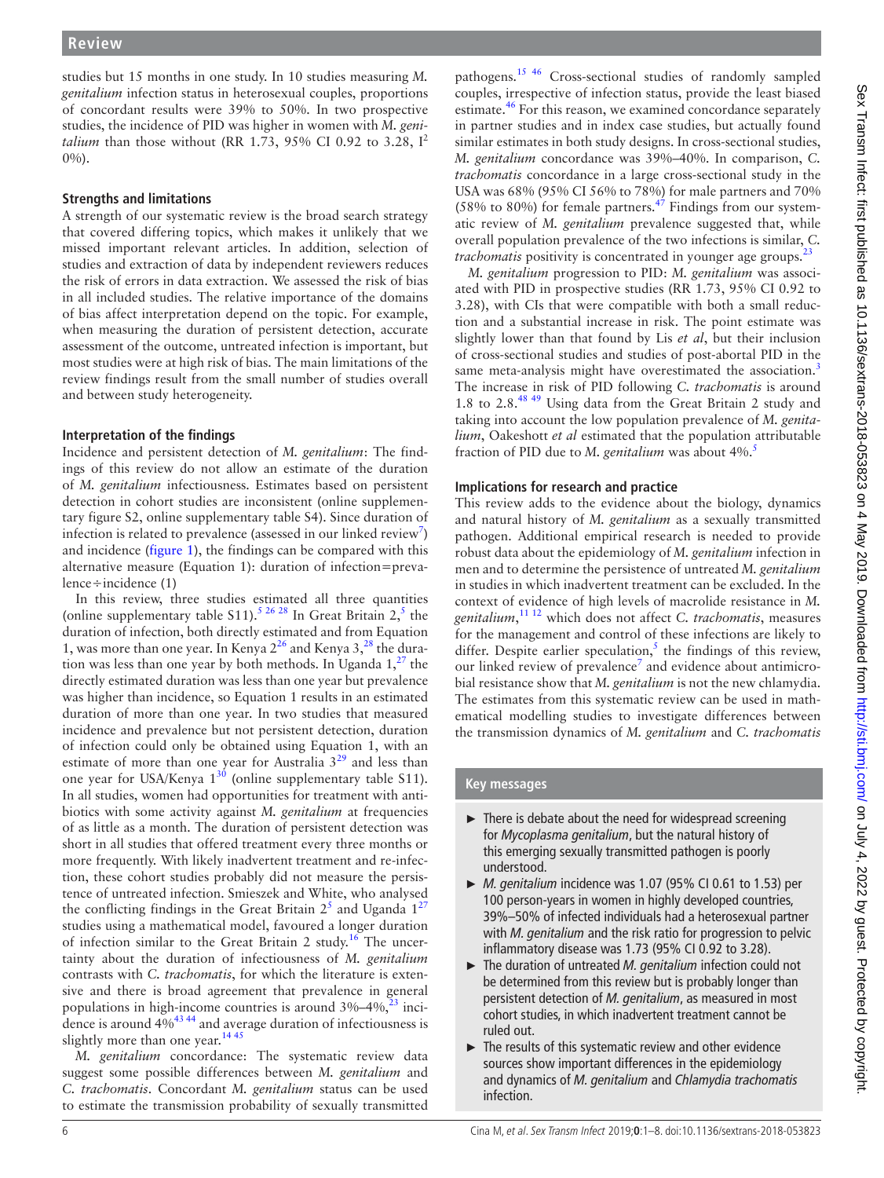studies but 15 months in one study. In 10 studies measuring *M. genitalium* infection status in heterosexual couples, proportions of concordant results were 39% to 50%. In two prospective studies, the incidence of PID was higher in women with *M. genitalium* than those without (RR 1.73, 95% CI 0.92 to 3.28, $I^2$ 0%).

### Strengths and limitations

A strength of our systematic review is the broad search strategy that covered differing topics, which makes it unlikely that we missed important relevant articles. In addition, selection of studies and extraction of data by independent reviewers reduces the risk of errors in data extraction. We assessed the risk of bias in all included studies. The relative importance of the domains of bias affect interpretation depend on the topic. For example, when measuring the duration of persistent detection, accurate assessment of the outcome, untreated infection is important, but most studies were at high risk of bias. The main limitations of the review findings result from the small number of studies overall and between study heterogeneity.

### Interpretation of the findings

Incidence and persistent detection of *M. genitalium*: The findings of this review do not allow an estimate of the duration of *M. genitalium* infectiousness. Estimates based on persistent detection in cohort studies are inconsistent (online supplementary figure S2, online supplementary table S4). Since duration of infection is related to prevalence (assessed in our linked review[7]) and incidence (figure 1), the findings can be compared with this alternative measure (Equation 1): duration of infection=prevalence÷incidence (1)

In this review, three studies estimated all three quantities (online supplementary table S11).[5 26 28] In Great Britain 2,[5] the duration of infection, both directly estimated and from Equation 1, was more than one year. In Kenya 2[26] and Kenya 3,[28] the duration was less than one year by both methods. In Uganda 1,[27] the directly estimated duration was less than one year but prevalence was higher than incidence, so Equation 1 results in an estimated duration of more than one year. In two studies that measured incidence and prevalence but not persistent detection, duration of infection could only be obtained using Equation 1, with an estimate of more than one year for Australia 3[29] and less than one year for USA/Kenya 1[30] (online supplementary table S11). In all studies, women had opportunities for treatment with antibiotics with some activity against *M. genitalium* at frequencies of as little as a month. The duration of persistent detection was short in all studies that offered treatment every three months or more frequently. With likely inadvertent treatment and re-infection, these cohort studies probably did not measure the persistence of untreated infection. Smieszek and White, who analysed the conflicting findings in the Great Britain 2[5] and Uganda 1[27] studies using a mathematical model, favoured a longer duration of infection similar to the Great Britain 2 study.[16] The uncertainty about the duration of infectiousness of *M. genitalium* contrasts with *C. trachomatis*, for which the literature is extensive and there is broad agreement that prevalence in general populations in high-income countries is around 3%–4%,[23] incidence is around 4%[43 44] and average duration of infectiousness is slightly more than one year.[14 45]

*M. genitalium* concordance: The systematic review data suggest some possible differences between *M. genitalium* and *C. trachomatis*. Concordant *M. genitalium* status can be used to estimate the transmission probability of sexually transmitted pathogens.[15 46] Cross-sectional studies of randomly sampled couples, irrespective of infection status, provide the least biased estimate.[46] For this reason, we examined concordance separately in partner studies and in index case studies, but actually found similar estimates in both study designs. In cross-sectional studies, *M. genitalium* concordance was 39%–40%. In comparison, *C. trachomatis* concordance in a large cross-sectional study in the USA was 68% (95% CI 56% to 78%) for male partners and 70% (58% to 80%) for female partners.[47] Findings from our systematic review of *M. genitalium* prevalence suggested that, while overall population prevalence of the two infections is similar, *C. trachomatis* positivity is concentrated in younger age groups.[23]

*M. genitalium* progression to PID: *M. genitalium* was associated with PID in prospective studies (RR 1.73, 95% CI 0.92 to 3.28), with CIs that were compatible with both a small reduction and a substantial increase in risk. The point estimate was slightly lower than that found by Lis *et al*, but their inclusion of cross-sectional studies and studies of post-abortal PID in the same meta-analysis might have overestimated the association.[3] The increase in risk of PID following *C. trachomatis* is around 1.8 to 2.8.[48 49] Using data from the Great Britain 2 study and taking into account the low population prevalence of *M. genitalium*, Oakeshott *et al* estimated that the population attributable fraction of PID due to *M. genitalium* was about 4%.[5]

### Implications for research and practice

This review adds to the evidence about the biology, dynamics and natural history of *M. genitalium* as a sexually transmitted pathogen. Additional empirical research is needed to provide robust data about the epidemiology of *M. genitalium* infection in men and to determine the persistence of untreated *M. genitalium* in studies in which inadvertent treatment can be excluded. In the context of evidence of high levels of macrolide resistance in *M. genitalium*,[11 12] which does not affect *C. trachomatis*, measures for the management and control of these infections are likely to differ. Despite earlier speculation,[5] the findings of this review, our linked review of prevalence[7] and evidence about antimicrobial resistance show that *M. genitalium* is not the new chlamydia. The estimates from this systematic review can be used in mathematical modelling studies to investigate differences between the transmission dynamics of *M. genitalium* and *C. trachomatis*

### Key messages

- There is debate about the need for widespread screening for *Mycoplasma genitalium*, but the natural history of this emerging sexually transmitted pathogen is poorly understood.
- *M. genitalium* incidence was 1.07 (95% CI 0.61 to 1.53) per 100 person-years in women in highly developed countries, 39%–50% of infected individuals had a heterosexual partner with *M. genitalium* and the risk ratio for progression to pelvic inflammatory disease was 1.73 (95% CI 0.92 to 3.28).
- The duration of untreated *M. genitalium* infection could not be determined from this review but is probably longer than persistent detection of *M. genitalium*, as measured in most cohort studies, in which inadvertent treatment cannot be ruled out.
- The results of this systematic review and other evidence sources show important differences in the epidemiology and dynamics of *M. genitalium* and *Chlamydia trachomatis* infection.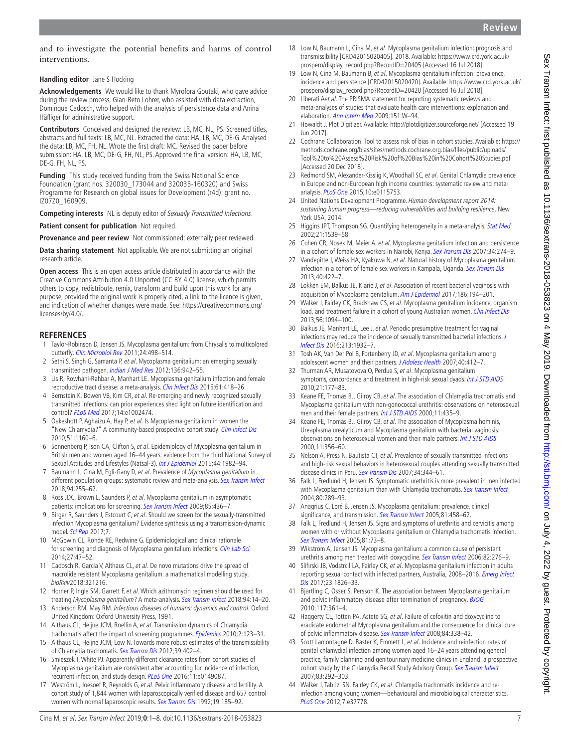and to investigate the potential benefits and harms of control interventions.

**Handling editor** Jane S Hocking

**Acknowledgements** We would like to thank Myrofora Goutaki, who gave advice during the review process, Gian-Reto Lohrer, who assisted with data extraction, Dominque Cadosch, who helped with the analysis of persistence data and Anina Häfliger for administrative support.

**Contributors** Conceived and designed the review: LB, MC, NL, PS. Screened titles, abstracts and full texts: LB, MC, NL. Extracted the data: HA, LB, MC, DE-G. Analysed the data: LB, MC, FH, NL. Wrote the first draft: MC. Revised the paper before submission: HA, LB, MC, DE-G, FH, NL, PS. Approved the final version: HA, LB, MC, DE-G, FH, NL, PS.

**Funding** This study received funding from the Swiss National Science Foundation (grant nos. 320030_173044 and 32003B-160320) and Swiss Programme for Research on global issues for Development (r4d): grant no. IZ07Z0_160909.

**Competing interests** NL is deputy editor of *Sexually Transmitted Infections*.

**Patient consent for publication** Not required.

**Provenance and peer review** Not commissioned; externally peer reviewed.

**Data sharing statement** Not applicable. We are not submitting an original research article.

**Open access** This is an open access article distributed in accordance with the Creative Commons Attribution 4.0 Unported (CC BY 4.0) license, which permits others to copy, redistribute, remix, transform and build upon this work for any purpose, provided the original work is properly cited, a link to the licence is given, and indication of whether changes were made. See: https://creativecommons.org/licenses/by/4.0/.

## REFERENCES

1. Taylor-Robinson D, Jensen JS. Mycoplasma genitalium: from Chrysalis to multicolored butterfly. *Clin Microbiol Rev* 2011;24:498–514.
2. Sethi S, Singh G, Samanta P, *et al*. Mycoplasma genitalium: an emerging sexually transmitted pathogen. *Indian J Med Res* 2012;136:942–55.
3. Lis R, Rowhani-Rahbar A, Manhart LE. Mycoplasma genitalium infection and female reproductive tract disease: a meta-analysis. *Clin Infect Dis* 2015;61:418–26.
4. Bernstein K, Bowen VB, Kim CR, *et al*. Re-emerging and newly recognized sexually transmitted infections: can prior experiences shed light on future identification and control? *PLoS Med* 2017;14:e1002474.
5. Oakeshott P, Aghaizu A, Hay P, *et al*. Is Mycoplasma genitalium in women the "New Chlamydia?" A community-based prospective cohort study. *Clin Infect Dis* 2010;51:1160–6.
6. Sonnenberg P, Ison CA, Clifton S, *et al*. Epidemiology of Mycoplasma genitalium in British men and women aged 16–44 years: evidence from the third National Survey of Sexual Attitudes and Lifestyles (Natsal-3). *Int J Epidemiol* 2015;44:1982–94.
7. Baumann L, Cina M, Egli-Gany D, *et al*. Prevalence of *Mycoplasma genitalium* in different population groups: systematic review and meta-analysis. *Sex Transm Infect* 2018;94:255–62.
8. Ross JDC, Brown L, Saunders P, *et al*. Mycoplasma genitalium in asymptomatic patients: implications for screening. *Sex Transm Infect* 2009;85:436–7.
9. Birger R, Saunders J, Estcourt C, *et al*. Should we screen for the sexually-transmitted infection Mycoplasma genitalium? Evidence synthesis using a transmission-dynamic model. *Sci Rep* 2017;7.
10. McGowin CL, Rohde RE, Redwine G. Epidemiological and clinical rationale for screening and diagnosis of Mycoplasma genitalium infections. *Clin Lab Sci* 2014;27:47–52.
11. Cadosch R, Garcia V, Althaus CL, *et al*. De novo mutations drive the spread of macrolide resistant Mycoplasma genitalium: a mathematical modelling study. *bioRxiv*2018;321216.
12. Horner P, Ingle SM, Garrett F, *et al*. Which azithromycin regimen should be used for treating *Mycoplasma genitalium*? A meta-analysis. *Sex Transm Infect* 2018;94:14–20.
13. Anderson RM, May RM. *Infectious diseases of humans: dynamics and control*. Oxford United Kingdom: Oxford University Press, 1991.
14. Althaus CL, Heijne JCM, Roellin A, *et al*. Transmission dynamics of Chlamydia trachomatis affect the impact of screening programmes. *Epidemics* 2010;2:123–31.
15. Althaus CL, Heijne JCM, Low N. Towards more robust estimates of the transmissibility of Chlamydia trachomatis. *Sex Transm Dis* 2012;39:402–4.
16. Smieszek T, White PJ. Apparently-different clearance rates from cohort studies of Mycoplasma genitalium are consistent after accounting for incidence of infection, recurrent infection, and study design. *PLoS One* 2016;11:e0149087.
17. Weström L, Joesoef R, Reynolds G, *et al*. Pelvic inflammatory disease and fertility. A cohort study of 1,844 women with laparoscopically verified disease and 657 control women with normal laparoscopic results. *Sex Transm Dis* 1992;19:185–92.
18. Low N, Baumann L, Cina M, *et al*. Mycoplasma genitalium infection: prognosis and transmissibility [CRD42015020405]. 2018. Available: https://www.crd.york.ac.uk/prospero/display_record.php?RecordID=20405 [Accessed 16 Jul 2018].
19. Low N, Cina M, Baumann B, *et al*. Mycoplasma genitalium infection: prevalence, incidence and persistence [CRD42015020420]. Available: https://www.crd.york.ac.uk/prospero/display_record.php?RecordID=20420 [Accessed 16 Jul 2018].
20. Liberati A*et al*. The PRISMA statement for reporting systematic reviews and meta-analyses of studies that evaluate health care interventions: explanation and elaboration. *Ann Intern Med* 2009;151:W–94.
21. Howaldt J. Plot Digitizer. Available: http://plotdigitizer.sourceforge.net/ [Accessed 19 Jun 2017].
22. Cochrane Collaboration. Tool to assess risk of bias in cohort studies. Available: https://methods.cochrane.org/bias/sites/methods.cochrane.org.bias/files/public/uploads/Tool%20to%20Assess%20Risk%20of%20Bias%20in%20Cohort%20Studies.pdf [Accessed 20 Dec 2018].
23. Redmond SM, Alexander-Kisslig K, Woodhall SC, *et al*. Genital Chlamydia prevalence in Europe and non-European high income countries: systematic review and meta-analysis. *PLoS One* 2015;10:e0115753.
24. United Nations Development Programme. *Human development report 2014: sustaining human progress—reducing vulnerabilities and building resilience*. New York USA, 2014.
25. Higgins JPT, Thompson SG. Quantifying heterogeneity in a meta-analysis. *Stat Med* 2002;21:1539–58.
26. Cohen CR, Nosek M, Meier A, *et al*. Mycoplasma genitalium infection and persistence in a cohort of female sex workers in Nairobi, Kenya. *Sex Transm Dis* 2007;34:274–9.
27. Vandepitte J, Weiss HA, Kyakuwa N, *et al*. Natural history of Mycoplasma genitalium infection in a cohort of female sex workers in Kampala, Uganda. *Sex Transm Dis* 2013;40:422–7.
28. Lokken EM, Balkus JE, Kiarie J, *et al*. Association of recent bacterial vaginosis with acquisition of Mycoplasma genitalium. *Am J Epidemiol* 2017;186:194–201.
29. Walker J, Fairley CK, Bradshaw CS, *et al*. Mycoplasma genitalium incidence, organism load, and treatment failure in a cohort of young Australian women. *Clin Infect Dis* 2013;56:1094–100.
30. Balkus JE, Manhart LE, Lee J, *et al*. Periodic presumptive treatment for vaginal infections may reduce the incidence of sexually transmitted bacterial infections. *J Infect Dis* 2016;213:1932–7.
31. Tosh AK, Van Der Pol B, Fortenberry JD, *et al*. Mycoplasma genitalium among adolescent women and their partners. *J Adolesc Health* 2007;40:412–7.
32. Thurman AR, Musatovova O, Perdue S, *et al*. Mycoplasma genitalium symptoms, concordance and treatment in high-risk sexual dyads. *Int J STD AIDS* 2010;21:177–83.
33. Keane FE, Thomas BJ, Gilroy CB, *et al*. The association of Chlamydia trachomatis and Mycoplasma genitalium with non-gonococcal urethritis: observations on heterosexual men and their female partners. *Int J STD AIDS* 2000;11:435–9.
34. Keane FE, Thomas BJ, Gilroy CB, *et al*. The association of Mycoplasma hominis, Ureaplasma urealyticum and Mycoplasma genitalium with bacterial vaginosis: observations on heterosexual women and their male partners. *Int J STD AIDS* 2000;11:356–60.
35. Nelson A, Press N, Bautista CT, *et al*. Prevalence of sexually transmitted infections and high-risk sexual behaviors in heterosexual couples attending sexually transmitted disease clinics in Peru. *Sex Transm Dis* 2007;34:344–61.
36. Falk L, Fredlund H, Jensen JS. Symptomatic urethritis is more prevalent in men infected with Mycoplasma genitalium than with Chlamydia trachomatis. *Sex Transm Infect* 2004;80:289–93.
37. Anagrius C, Loré B, Jensen JS. Mycoplasma genitalium: prevalence, clinical significance, and transmission. *Sex Transm Infect* 2005;81:458–62.
38. Falk L, Fredlund H, Jensen JS. Signs and symptoms of urethritis and cervicitis among women with or without Mycoplasma genitalium or Chlamydia trachomatis infection. *Sex Transm Infect* 2005;81:73–8.
39. Wikström A, Jensen JS. Mycoplasma genitalium: a common cause of persistent urethritis among men treated with doxycycline. *Sex Transm Infect* 2006;82:276–9.
40. Slifirski JB, Vodstrcil LA, Fairley CK, *et al*. Mycoplasma genitalium infection in adults reporting sexual contact with infected partners, Australia, 2008–2016. *Emerg Infect Dis* 2017;23:1826–33.
41. Bjartling C, Osser S, Persson K. The association between Mycoplasma genitalium and pelvic inflammatory disease after termination of pregnancy. *BJOG* 2010;117:361–4.
42. Haggerty CL, Totten PA, Astete SG, *et al*. Failure of cefoxitin and doxycycline to eradicate endometrial Mycoplasma genitalium and the consequence for clinical cure of pelvic inflammatory disease. *Sex Transm Infect* 2008;84:338–42.
43. Scott Lamontagne D, Baster K, Emmett L, *et al*. Incidence and reinfection rates of genital chlamydial infection among women aged 16–24 years attending general practice, family planning and genitourinary medicine clinics in England: a prospective cohort study by the Chlamydia Recall Study Advisory Group. *Sex Transm Infect* 2007;83:292–303.
44. Walker J, Tabrizi SN, Fairley CK, *et al*. Chlamydia trachomatis incidence and re-infection among young women—behavioural and microbiological characteristics. *PLoS One* 2012;7:e37778.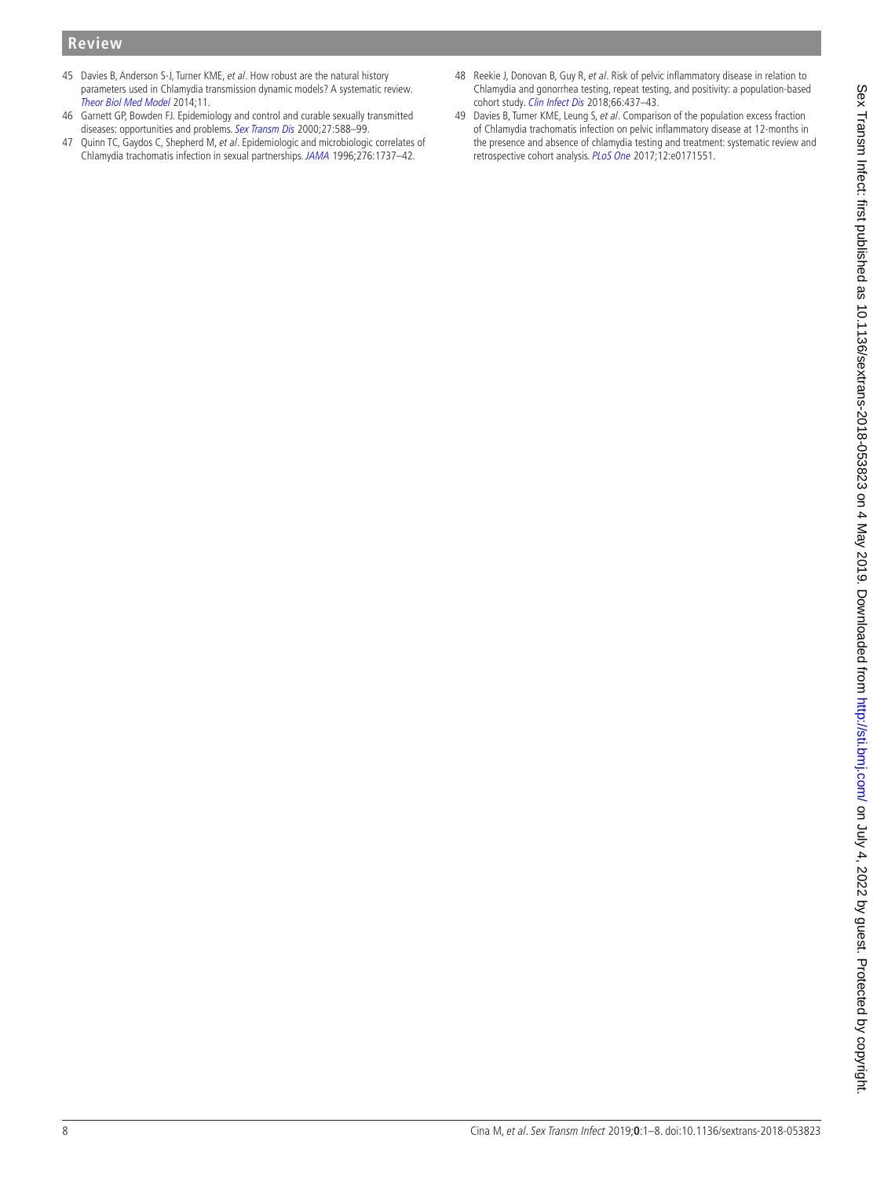45 Davies B, Anderson S-J, Turner KME, *et al*. How robust are the natural history parameters used in Chlamydia transmission dynamic models? A systematic review. *Theor Biol Med Model* 2014;11.

46 Garnett GP, Bowden FJ. Epidemiology and control and curable sexually transmitted diseases: opportunities and problems. *Sex Transm Dis* 2000;27:588–99.

47 Quinn TC, Gaydos C, Shepherd M, *et al*. Epidemiologic and microbiologic correlates of Chlamydia trachomatis infection in sexual partnerships. *JAMA* 1996;276:1737–42.

48 Reekie J, Donovan B, Guy R, *et al*. Risk of pelvic inflammatory disease in relation to Chlamydia and gonorrhea testing, repeat testing, and positivity: a population-based cohort study. *Clin Infect Dis* 2018;66:437–43.

49 Davies B, Turner KME, Leung S, *et al*. Comparison of the population excess fraction of Chlamydia trachomatis infection on pelvic inflammatory disease at 12-months in the presence and absence of chlamydia testing and treatment: systematic review and retrospective cohort analysis. *PLoS One* 2017;12:e0171551.